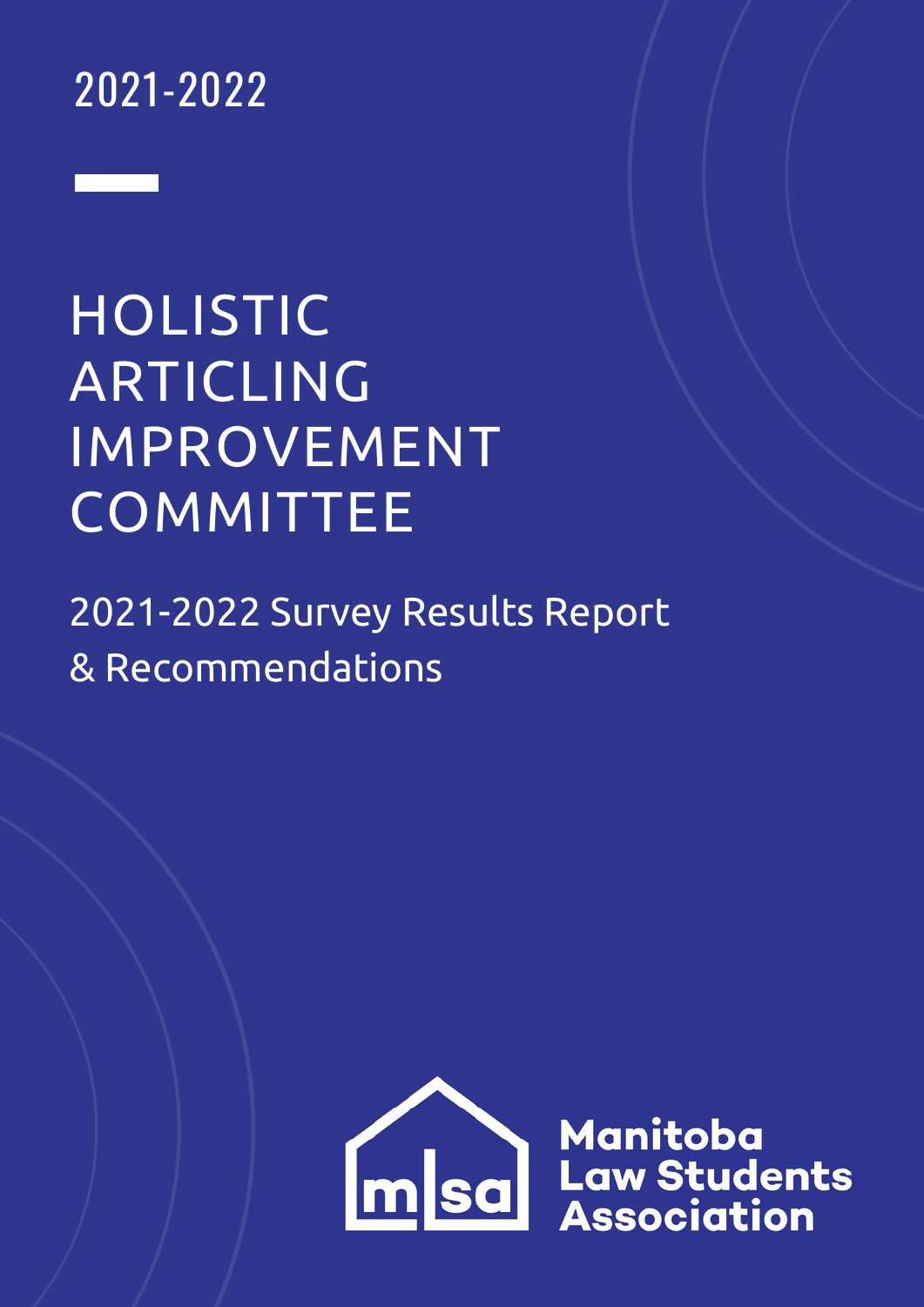2021-2022

# HOLISTIC ARTICLING IMPROVEMENT COMMITTEE

## 2021-2022 Survey Results Report & Recommendations

Manitoba Law Students Association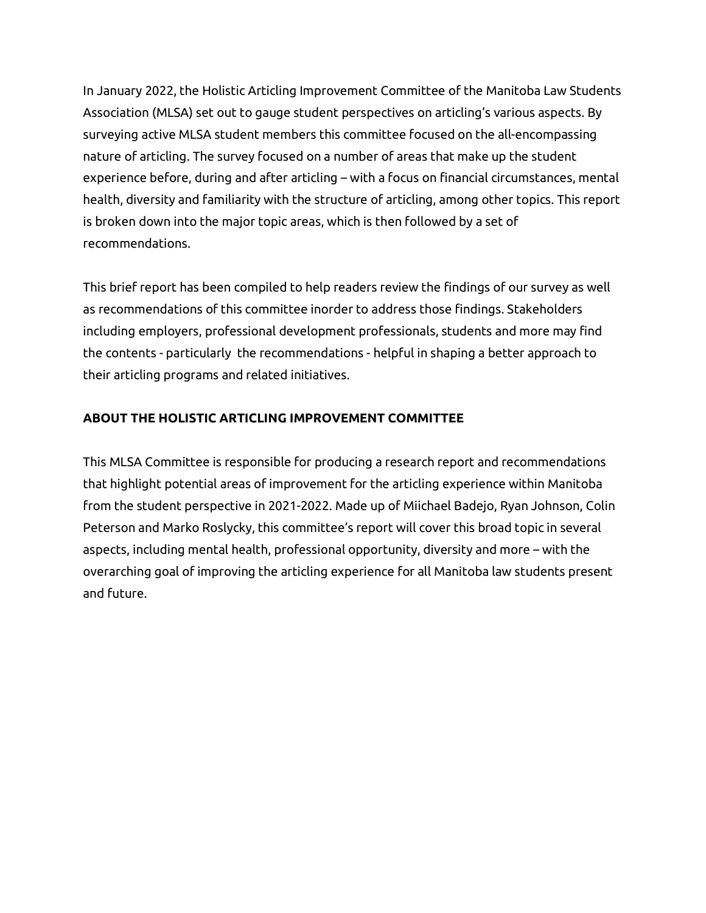In January 2022, the Holistic Articling Improvement Committee of the Manitoba Law Students Association (MLSA) set out to gauge student perspectives on articling's various aspects. By surveying active MLSA student members this committee focused on the all-encompassing nature of articling. The survey focused on a number of areas that make up the student experience before, during and after articling – with a focus on financial circumstances, mental health, diversity and familiarity with the structure of articling, among other topics. This report is broken down into the major topic areas, which is then followed by a set of recommendations.

This brief report has been compiled to help readers review the findings of our survey as well as recommendations of this committee inorder to address those findings. Stakeholders including employers, professional development professionals, students and more may find the contents - particularly the recommendations - helpful in shaping a better approach to their articling programs and related initiatives.

## ABOUT THE HOLISTIC ARTICLING IMPROVEMENT COMMITTEE

This MLSA Committee is responsible for producing a research report and recommendations that highlight potential areas of improvement for the articling experience within Manitoba from the student perspective in 2021-2022. Made up of Miichael Badejo, Ryan Johnson, Colin Peterson and Marko Roslycky, this committee's report will cover this broad topic in several aspects, including mental health, professional opportunity, diversity and more – with the overarching goal of improving the articling experience for all Manitoba law students present and future.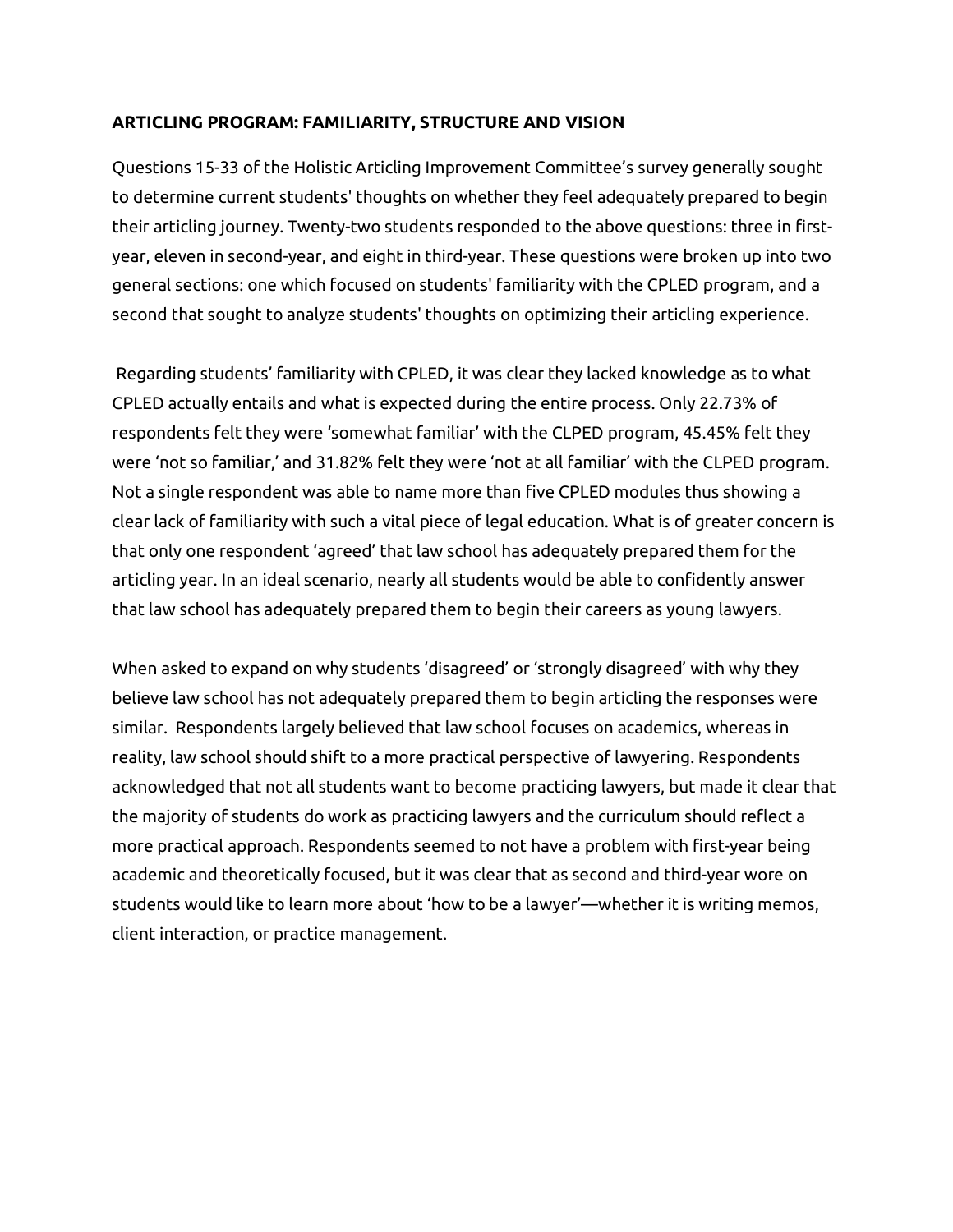**ARTICLING PROGRAM: FAMILIARITY, STRUCTURE AND VISION**

Questions 15-33 of the Holistic Articling Improvement Committee's survey generally sought to determine current students' thoughts on whether they feel adequately prepared to begin their articling journey. Twenty-two students responded to the above questions: three in first-year, eleven in second-year, and eight in third-year. These questions were broken up into two general sections: one which focused on students' familiarity with the CPLED program, and a second that sought to analyze students' thoughts on optimizing their articling experience.

Regarding students' familiarity with CPLED, it was clear they lacked knowledge as to what CPLED actually entails and what is expected during the entire process. Only 22.73% of respondents felt they were 'somewhat familiar' with the CLPED program, 45.45% felt they were 'not so familiar,' and 31.82% felt they were 'not at all familiar' with the CLPED program. Not a single respondent was able to name more than five CPLED modules thus showing a clear lack of familiarity with such a vital piece of legal education. What is of greater concern is that only one respondent 'agreed' that law school has adequately prepared them for the articling year. In an ideal scenario, nearly all students would be able to confidently answer that law school has adequately prepared them to begin their careers as young lawyers.

When asked to expand on why students 'disagreed' or 'strongly disagreed' with why they believe law school has not adequately prepared them to begin articling the responses were similar. Respondents largely believed that law school focuses on academics, whereas in reality, law school should shift to a more practical perspective of lawyering. Respondents acknowledged that not all students want to become practicing lawyers, but made it clear that the majority of students do work as practicing lawyers and the curriculum should reflect a more practical approach. Respondents seemed to not have a problem with first-year being academic and theoretically focused, but it was clear that as second and third-year wore on students would like to learn more about 'how to be a lawyer'—whether it is writing memos, client interaction, or practice management.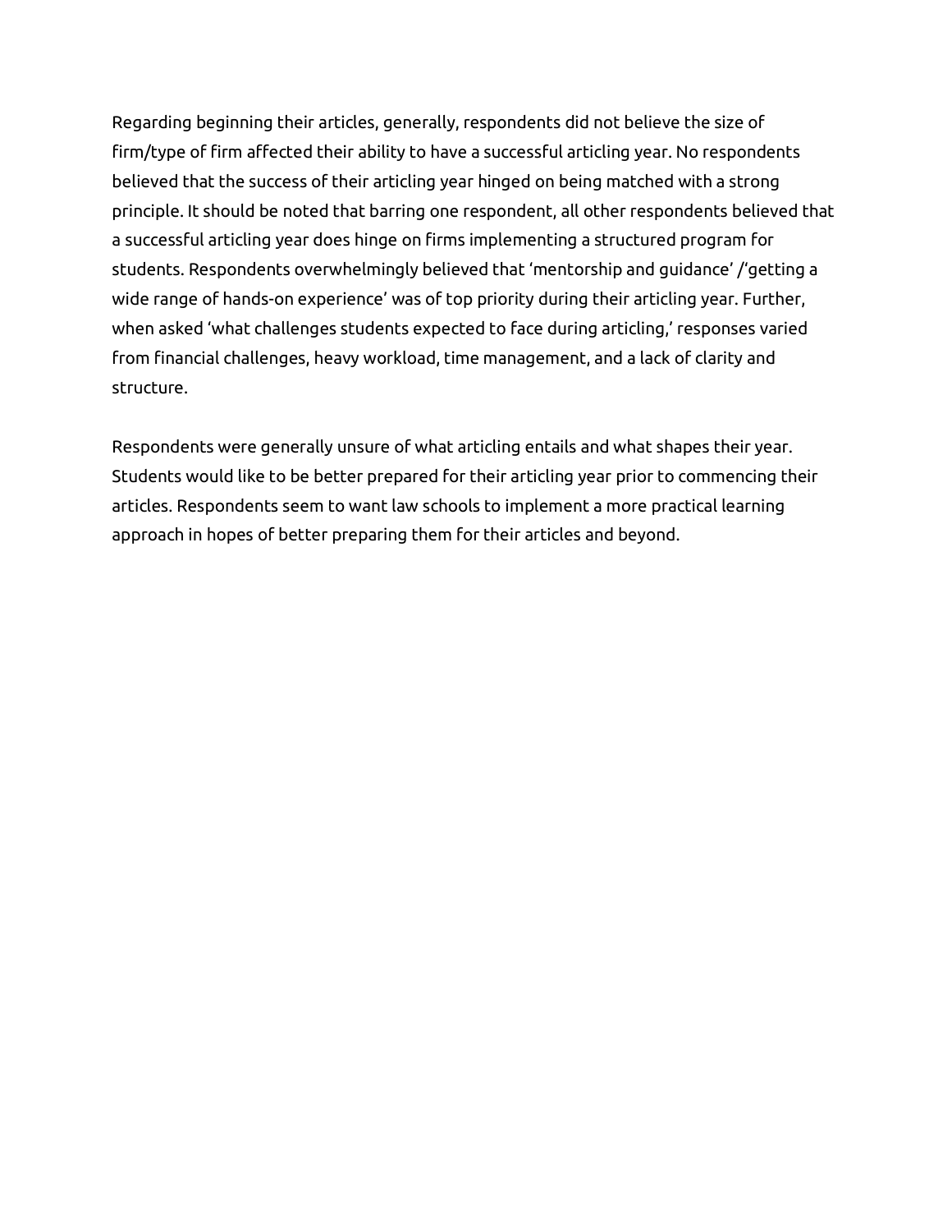Regarding beginning their articles, generally, respondents did not believe the size of firm/type of firm affected their ability to have a successful articling year. No respondents believed that the success of their articling year hinged on being matched with a strong principle. It should be noted that barring one respondent, all other respondents believed that a successful articling year does hinge on firms implementing a structured program for students. Respondents overwhelmingly believed that 'mentorship and guidance' /'getting a wide range of hands-on experience' was of top priority during their articling year. Further, when asked 'what challenges students expected to face during articling,' responses varied from financial challenges, heavy workload, time management, and a lack of clarity and structure.

Respondents were generally unsure of what articling entails and what shapes their year. Students would like to be better prepared for their articling year prior to commencing their articles. Respondents seem to want law schools to implement a more practical learning approach in hopes of better preparing them for their articles and beyond.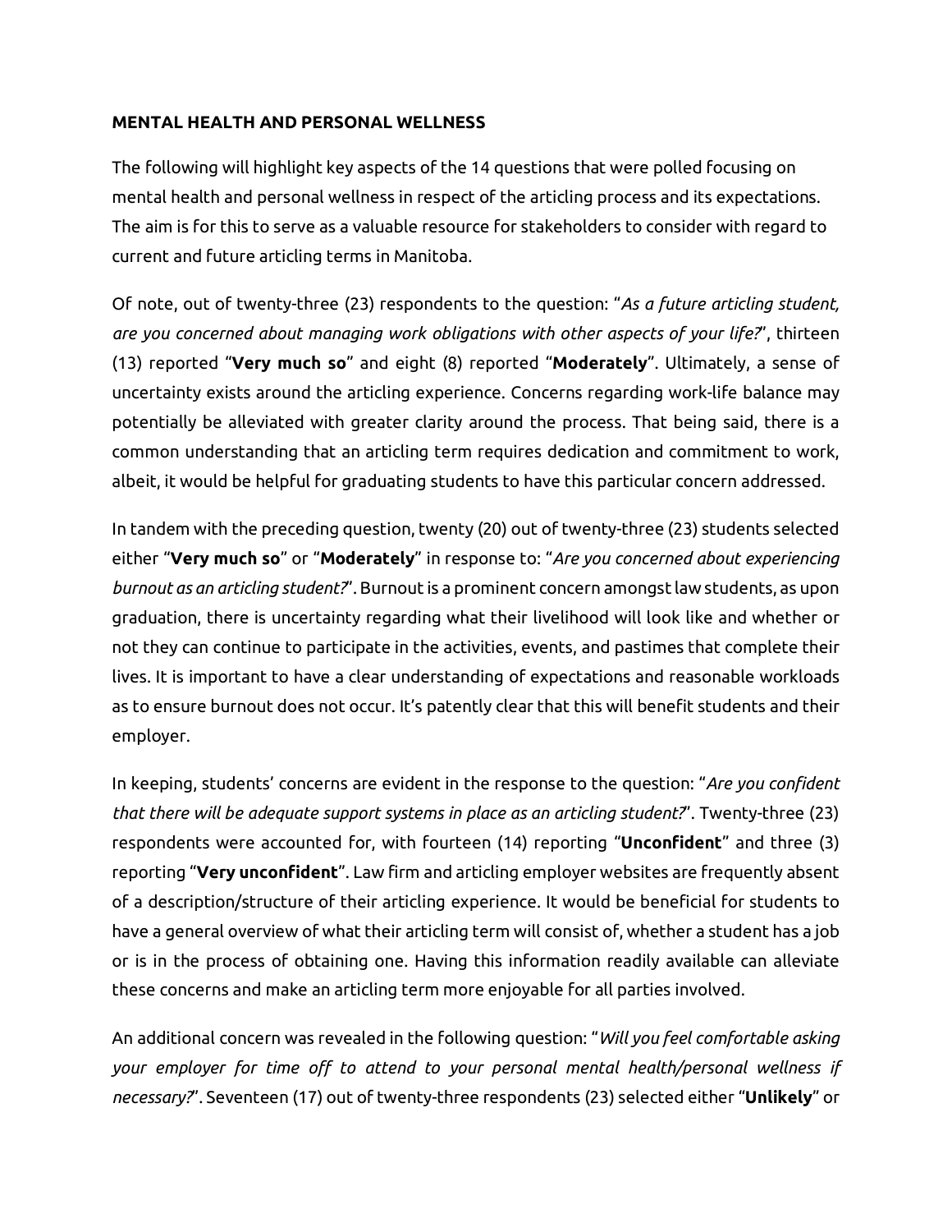**MENTAL HEALTH AND PERSONAL WELLNESS**

The following will highlight key aspects of the 14 questions that were polled focusing on mental health and personal wellness in respect of the articling process and its expectations. The aim is for this to serve as a valuable resource for stakeholders to consider with regard to current and future articling terms in Manitoba.

Of note, out of twenty-three (23) respondents to the question: "*As a future articling student, are you concerned about managing work obligations with other aspects of your life?*", thirteen (13) reported "**Very much so**" and eight (8) reported "**Moderately**". Ultimately, a sense of uncertainty exists around the articling experience. Concerns regarding work-life balance may potentially be alleviated with greater clarity around the process. That being said, there is a common understanding that an articling term requires dedication and commitment to work, albeit, it would be helpful for graduating students to have this particular concern addressed.

In tandem with the preceding question, twenty (20) out of twenty-three (23) students selected either "**Very much so**" or "**Moderately**" in response to: "*Are you concerned about experiencing burnout as an articling student?*". Burnout is a prominent concern amongst law students, as upon graduation, there is uncertainty regarding what their livelihood will look like and whether or not they can continue to participate in the activities, events, and pastimes that complete their lives. It is important to have a clear understanding of expectations and reasonable workloads as to ensure burnout does not occur. It's patently clear that this will benefit students and their employer.

In keeping, students' concerns are evident in the response to the question: "*Are you confident that there will be adequate support systems in place as an articling student?*". Twenty-three (23) respondents were accounted for, with fourteen (14) reporting "**Unconfident**" and three (3) reporting "**Very unconfident**". Law firm and articling employer websites are frequently absent of a description/structure of their articling experience. It would be beneficial for students to have a general overview of what their articling term will consist of, whether a student has a job or is in the process of obtaining one. Having this information readily available can alleviate these concerns and make an articling term more enjoyable for all parties involved.

An additional concern was revealed in the following question: "*Will you feel comfortable asking your employer for time off to attend to your personal mental health/personal wellness if necessary?*". Seventeen (17) out of twenty-three respondents (23) selected either "**Unlikely**" or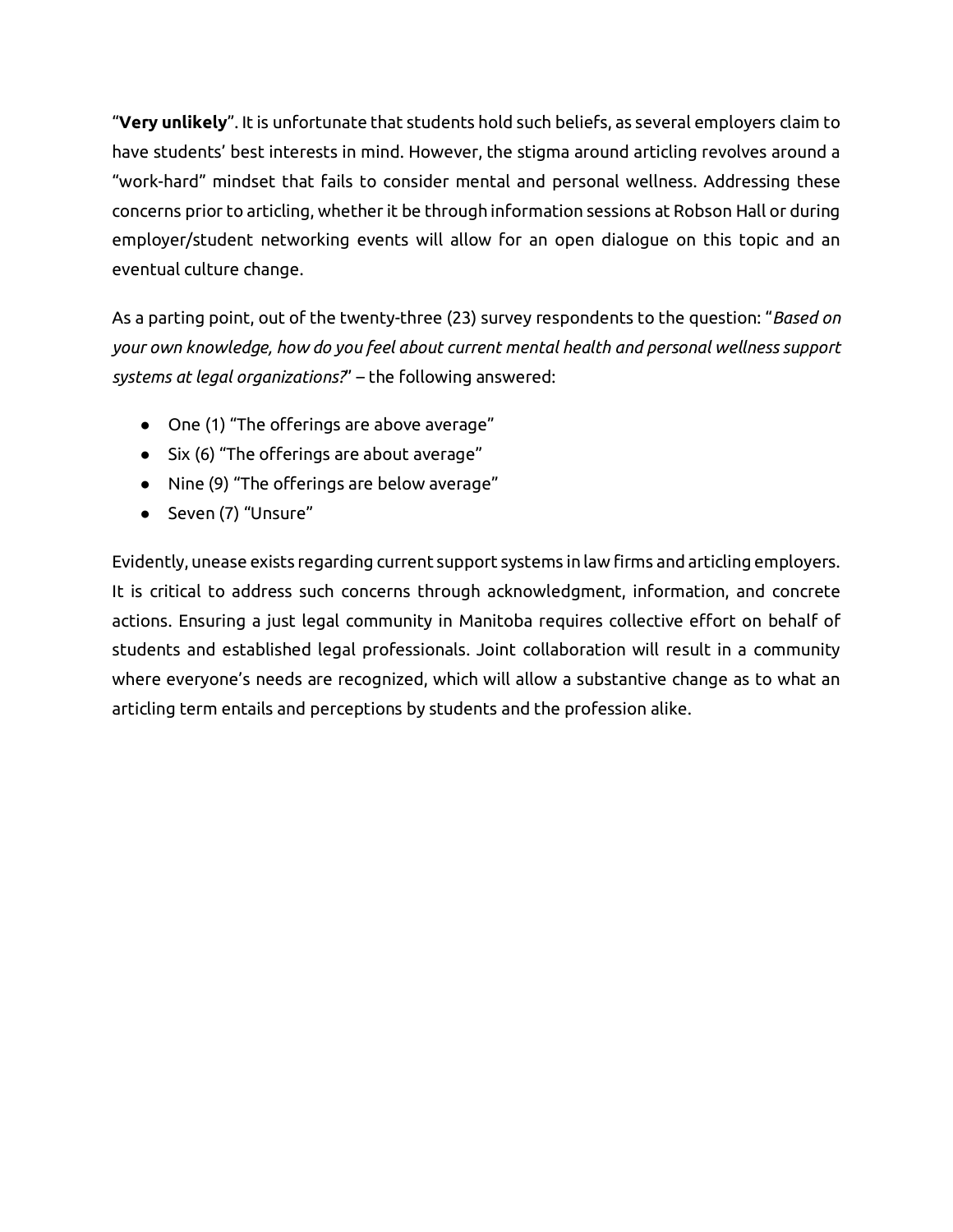"**Very unlikely**". It is unfortunate that students hold such beliefs, as several employers claim to have students' best interests in mind. However, the stigma around articling revolves around a "work-hard" mindset that fails to consider mental and personal wellness. Addressing these concerns prior to articling, whether it be through information sessions at Robson Hall or during employer/student networking events will allow for an open dialogue on this topic and an eventual culture change.

As a parting point, out of the twenty-three (23) survey respondents to the question: "*Based on your own knowledge, how do you feel about current mental health and personal wellness support systems at legal organizations?*" – the following answered:

- One (1) "The offerings are above average"
- Six (6) "The offerings are about average"
- Nine (9) "The offerings are below average"
- Seven (7) "Unsure"

Evidently, unease exists regarding current support systems in law firms and articling employers. It is critical to address such concerns through acknowledgment, information, and concrete actions. Ensuring a just legal community in Manitoba requires collective effort on behalf of students and established legal professionals. Joint collaboration will result in a community where everyone's needs are recognized, which will allow a substantive change as to what an articling term entails and perceptions by students and the profession alike.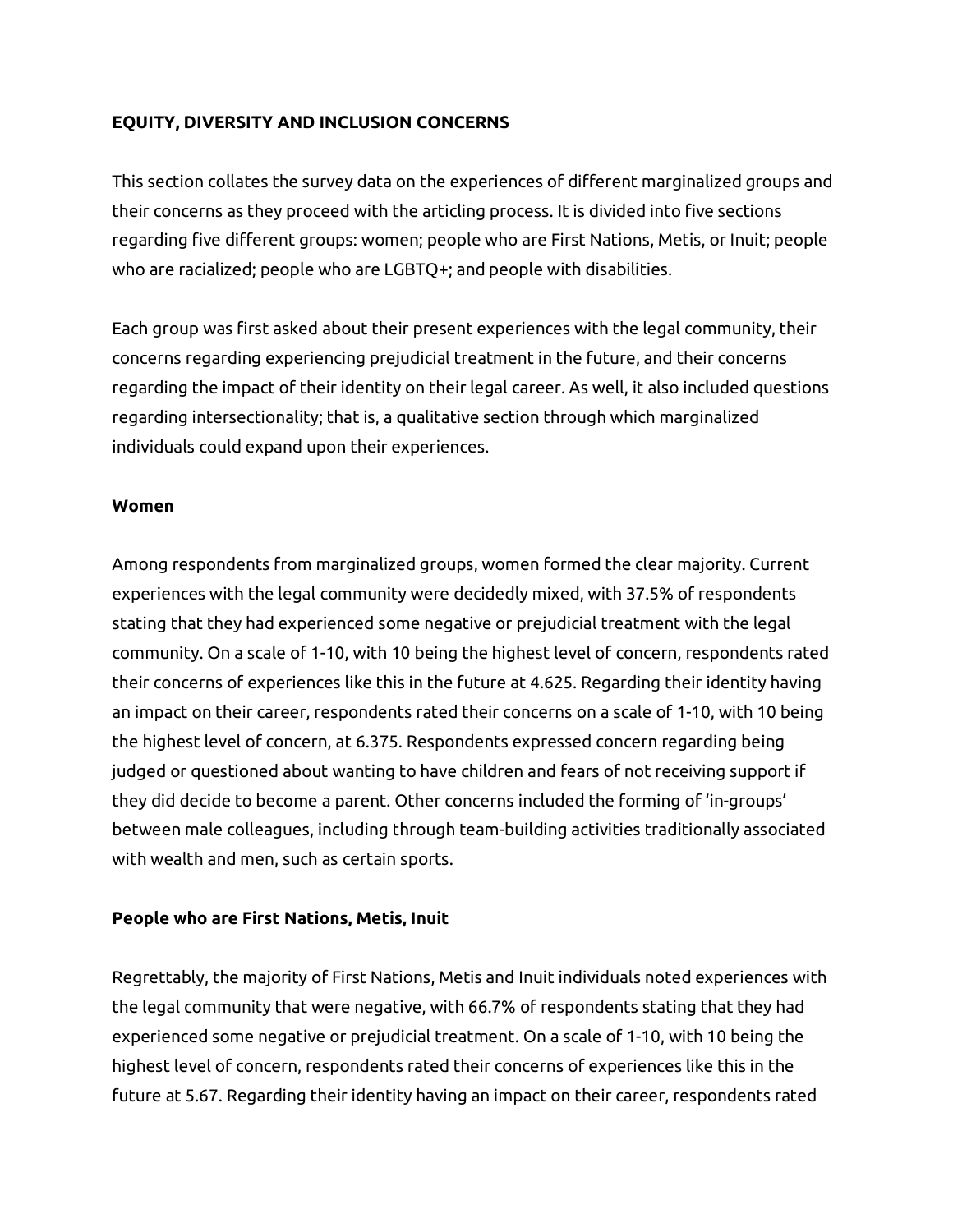## EQUITY, DIVERSITY AND INCLUSION CONCERNS

This section collates the survey data on the experiences of different marginalized groups and their concerns as they proceed with the articling process. It is divided into five sections regarding five different groups: women; people who are First Nations, Metis, or Inuit; people who are racialized; people who are LGBTQ+; and people with disabilities.

Each group was first asked about their present experiences with the legal community, their concerns regarding experiencing prejudicial treatment in the future, and their concerns regarding the impact of their identity on their legal career. As well, it also included questions regarding intersectionality; that is, a qualitative section through which marginalized individuals could expand upon their experiences.

### Women

Among respondents from marginalized groups, women formed the clear majority. Current experiences with the legal community were decidedly mixed, with 37.5% of respondents stating that they had experienced some negative or prejudicial treatment with the legal community. On a scale of 1-10, with 10 being the highest level of concern, respondents rated their concerns of experiences like this in the future at 4.625. Regarding their identity having an impact on their career, respondents rated their concerns on a scale of 1-10, with 10 being the highest level of concern, at 6.375. Respondents expressed concern regarding being judged or questioned about wanting to have children and fears of not receiving support if they did decide to become a parent. Other concerns included the forming of 'in-groups' between male colleagues, including through team-building activities traditionally associated with wealth and men, such as certain sports.

### People who are First Nations, Metis, Inuit

Regrettably, the majority of First Nations, Metis and Inuit individuals noted experiences with the legal community that were negative, with 66.7% of respondents stating that they had experienced some negative or prejudicial treatment. On a scale of 1-10, with 10 being the highest level of concern, respondents rated their concerns of experiences like this in the future at 5.67. Regarding their identity having an impact on their career, respondents rated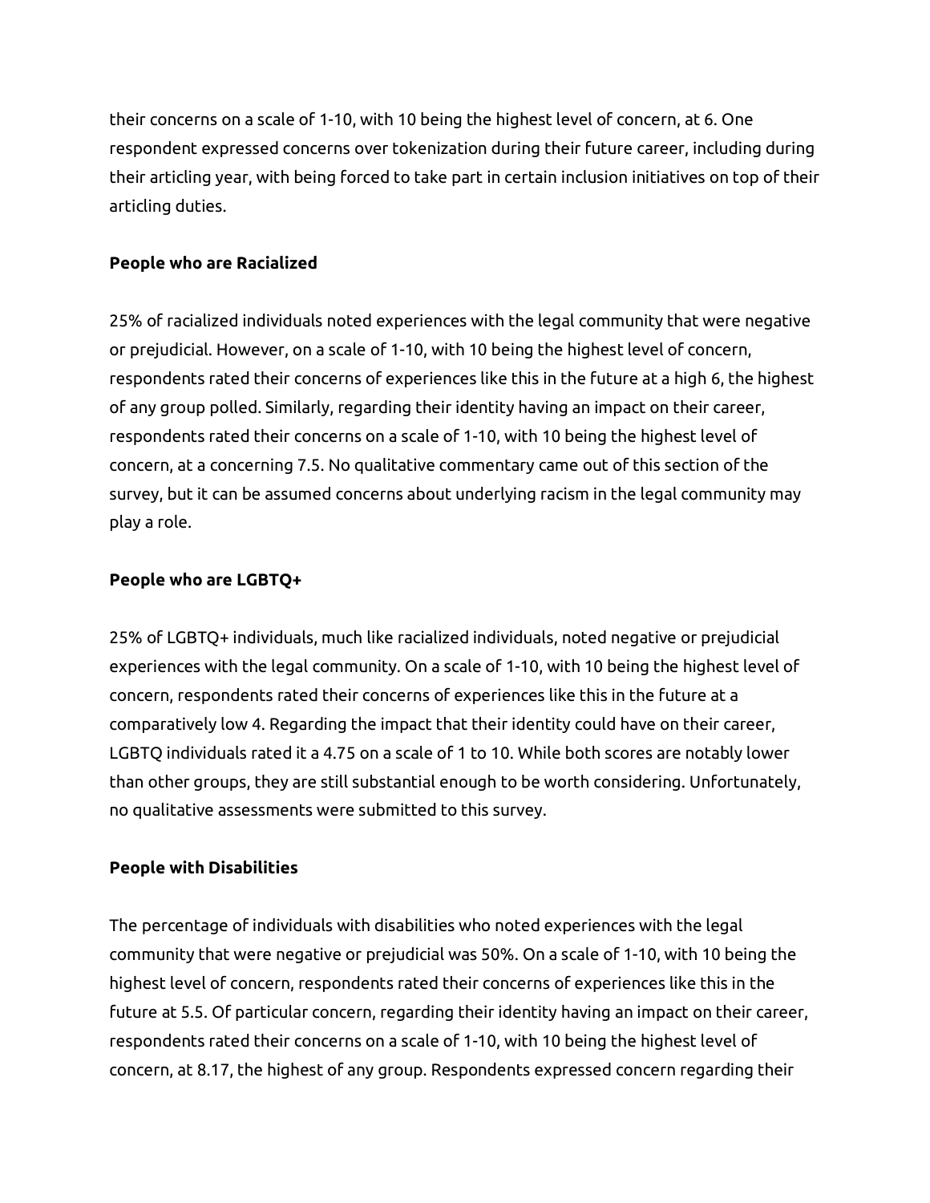their concerns on a scale of 1-10, with 10 being the highest level of concern, at 6. One respondent expressed concerns over tokenization during their future career, including during their articling year, with being forced to take part in certain inclusion initiatives on top of their articling duties.

**People who are Racialized**

25% of racialized individuals noted experiences with the legal community that were negative or prejudicial. However, on a scale of 1-10, with 10 being the highest level of concern, respondents rated their concerns of experiences like this in the future at a high 6, the highest of any group polled. Similarly, regarding their identity having an impact on their career, respondents rated their concerns on a scale of 1-10, with 10 being the highest level of concern, at a concerning 7.5. No qualitative commentary came out of this section of the survey, but it can be assumed concerns about underlying racism in the legal community may play a role.

**People who are LGBTQ+**

25% of LGBTQ+ individuals, much like racialized individuals, noted negative or prejudicial experiences with the legal community. On a scale of 1-10, with 10 being the highest level of concern, respondents rated their concerns of experiences like this in the future at a comparatively low 4. Regarding the impact that their identity could have on their career, LGBTQ individuals rated it a 4.75 on a scale of 1 to 10. While both scores are notably lower than other groups, they are still substantial enough to be worth considering. Unfortunately, no qualitative assessments were submitted to this survey.

**People with Disabilities**

The percentage of individuals with disabilities who noted experiences with the legal community that were negative or prejudicial was 50%. On a scale of 1-10, with 10 being the highest level of concern, respondents rated their concerns of experiences like this in the future at 5.5. Of particular concern, regarding their identity having an impact on their career, respondents rated their concerns on a scale of 1-10, with 10 being the highest level of concern, at 8.17, the highest of any group. Respondents expressed concern regarding their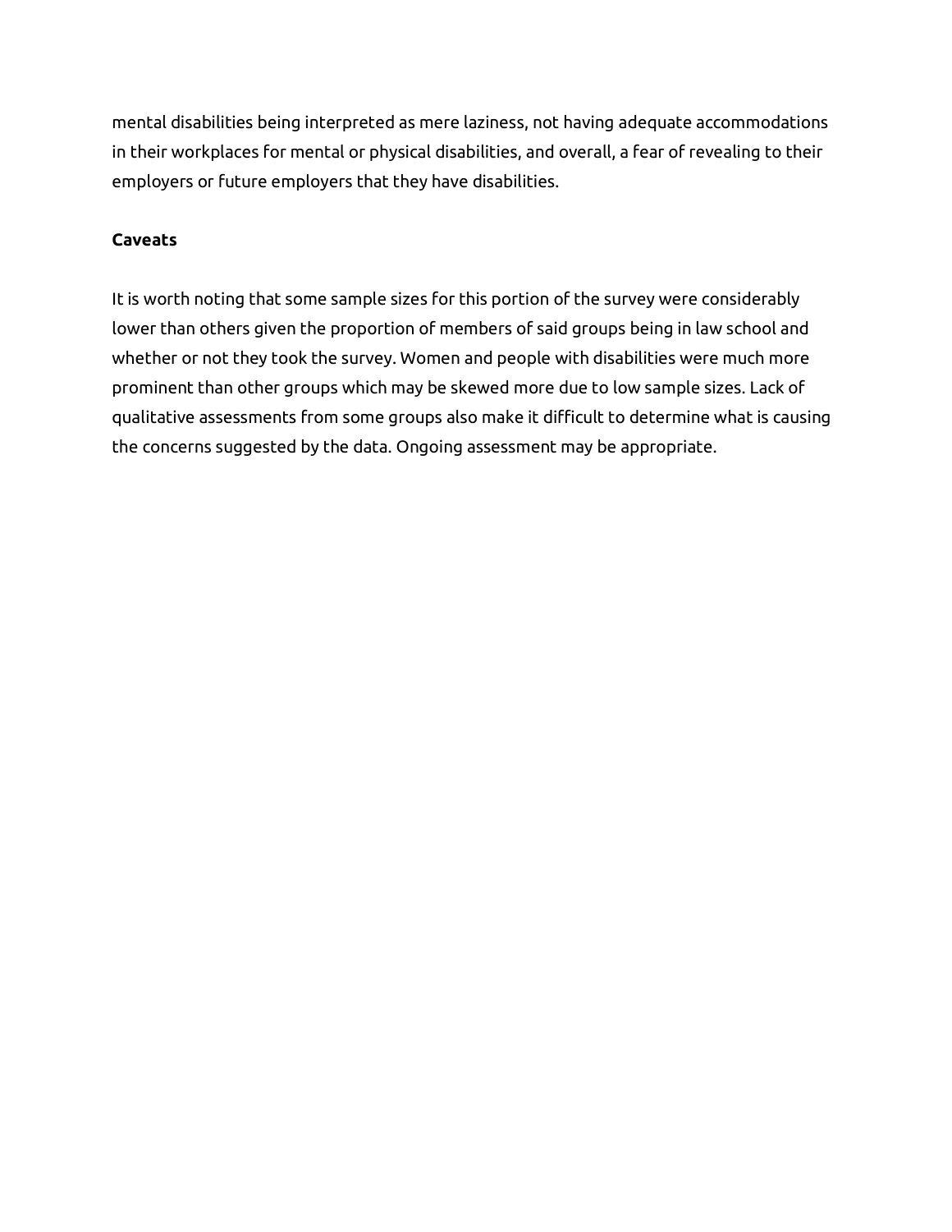mental disabilities being interpreted as mere laziness, not having adequate accommodations in their workplaces for mental or physical disabilities, and overall, a fear of revealing to their employers or future employers that they have disabilities.

**Caveats**

It is worth noting that some sample sizes for this portion of the survey were considerably lower than others given the proportion of members of said groups being in law school and whether or not they took the survey. Women and people with disabilities were much more prominent than other groups which may be skewed more due to low sample sizes. Lack of qualitative assessments from some groups also make it difficult to determine what is causing the concerns suggested by the data. Ongoing assessment may be appropriate.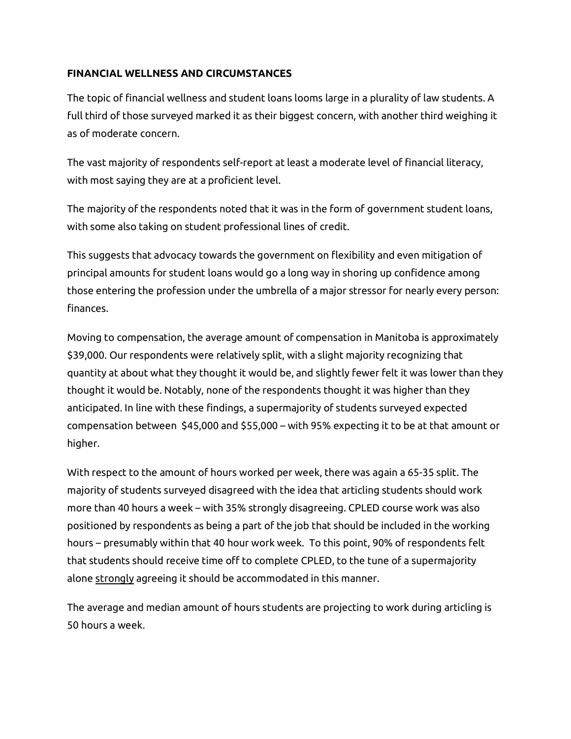**FINANCIAL WELLNESS AND CIRCUMSTANCES**

The topic of financial wellness and student loans looms large in a plurality of law students. A full third of those surveyed marked it as their biggest concern, with another third weighing it as of moderate concern.

The vast majority of respondents self-report at least a moderate level of financial literacy, with most saying they are at a proficient level.

The majority of the respondents noted that it was in the form of government student loans, with some also taking on student professional lines of credit.

This suggests that advocacy towards the government on flexibility and even mitigation of principal amounts for student loans would go a long way in shoring up confidence among those entering the profession under the umbrella of a major stressor for nearly every person: finances.

Moving to compensation, the average amount of compensation in Manitoba is approximately $39,000. Our respondents were relatively split, with a slight majority recognizing that quantity at about what they thought it would be, and slightly fewer felt it was lower than they thought it would be. Notably, none of the respondents thought it was higher than they anticipated. In line with these findings, a supermajority of students surveyed expected compensation between $45,000 and $55,000 – with 95% expecting it to be at that amount or higher.

With respect to the amount of hours worked per week, there was again a 65-35 split. The majority of students surveyed disagreed with the idea that articling students should work more than 40 hours a week – with 35% strongly disagreeing. CPLED course work was also positioned by respondents as being a part of the job that should be included in the working hours – presumably within that 40 hour work week. To this point, 90% of respondents felt that students should receive time off to complete CPLED, to the tune of a supermajority alone <u>strongly</u> agreeing it should be accommodated in this manner.

The average and median amount of hours students are projecting to work during articling is 50 hours a week.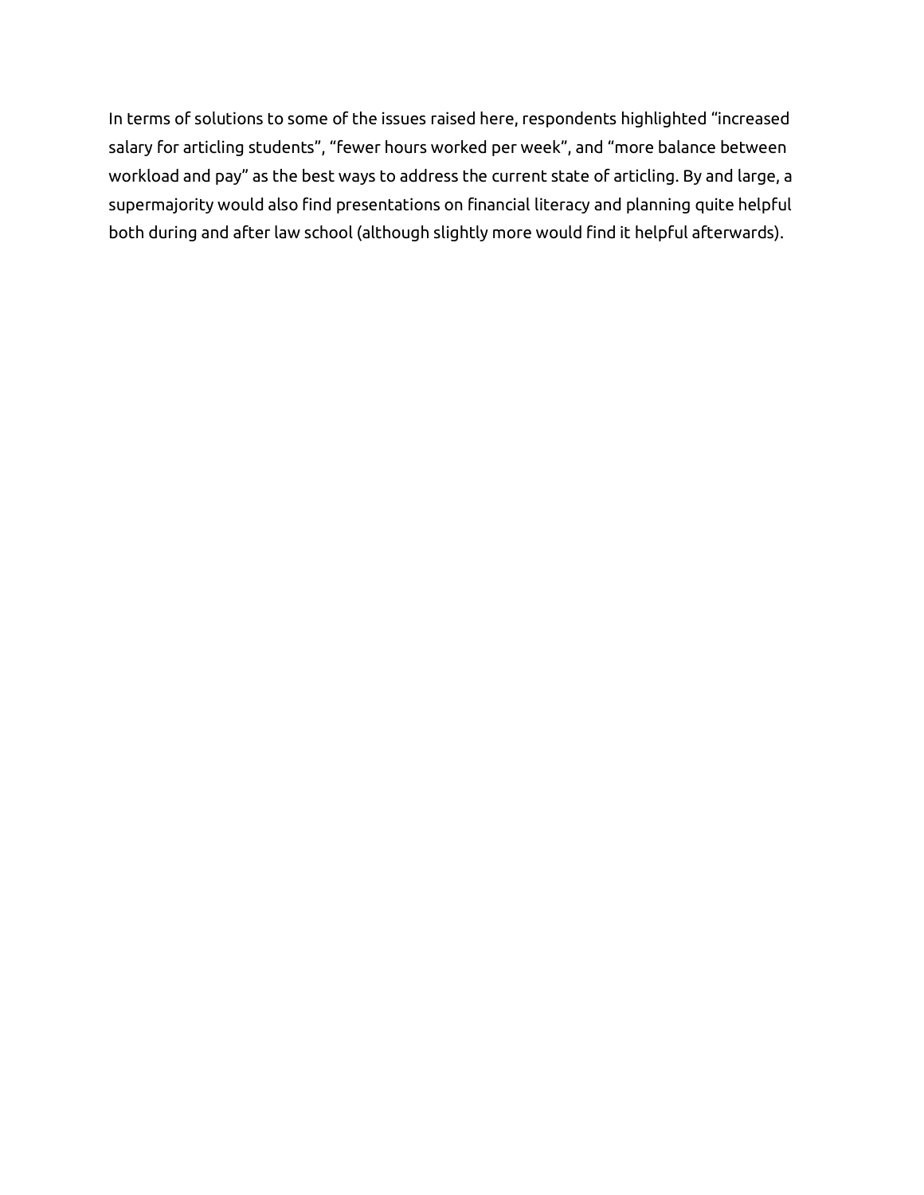In terms of solutions to some of the issues raised here, respondents highlighted “increased salary for articling students”, “fewer hours worked per week”, and “more balance between workload and pay” as the best ways to address the current state of articling. By and large, a supermajority would also find presentations on financial literacy and planning quite helpful both during and after law school (although slightly more would find it helpful afterwards).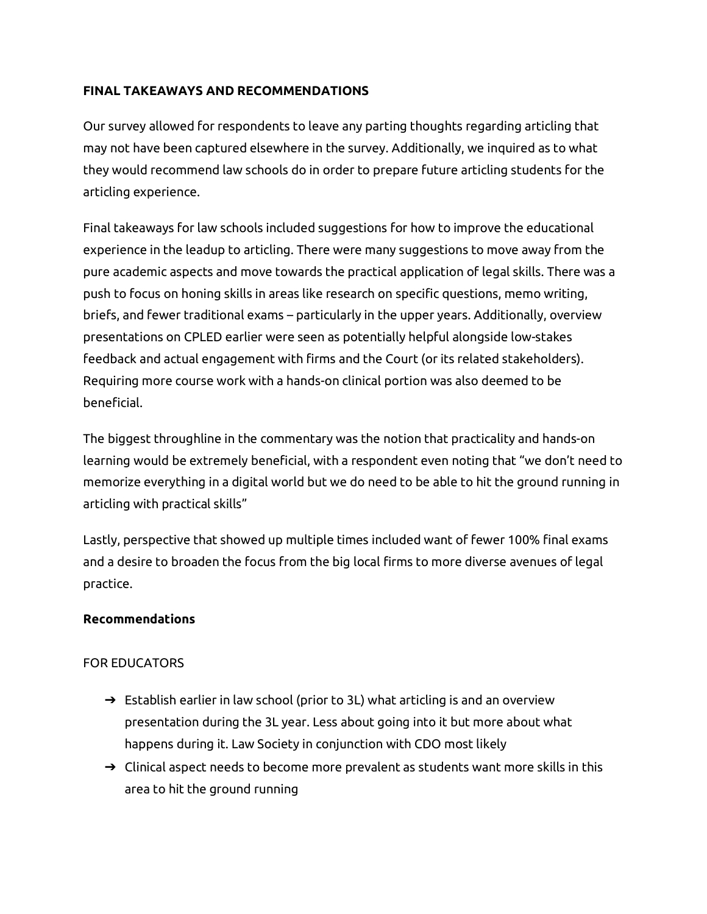**FINAL TAKEAWAYS AND RECOMMENDATIONS**

Our survey allowed for respondents to leave any parting thoughts regarding articling that may not have been captured elsewhere in the survey. Additionally, we inquired as to what they would recommend law schools do in order to prepare future articling students for the articling experience.

Final takeaways for law schools included suggestions for how to improve the educational experience in the leadup to articling. There were many suggestions to move away from the pure academic aspects and move towards the practical application of legal skills. There was a push to focus on honing skills in areas like research on specific questions, memo writing, briefs, and fewer traditional exams – particularly in the upper years. Additionally, overview presentations on CPLED earlier were seen as potentially helpful alongside low-stakes feedback and actual engagement with firms and the Court (or its related stakeholders). Requiring more course work with a hands-on clinical portion was also deemed to be beneficial.

The biggest throughline in the commentary was the notion that practicality and hands-on learning would be extremely beneficial, with a respondent even noting that "we don't need to memorize everything in a digital world but we do need to be able to hit the ground running in articling with practical skills"

Lastly, perspective that showed up multiple times included want of fewer 100% final exams and a desire to broaden the focus from the big local firms to more diverse avenues of legal practice.

**Recommendations**

FOR EDUCATORS

- ➔ Establish earlier in law school (prior to 3L) what articling is and an overview presentation during the 3L year. Less about going into it but more about what happens during it. Law Society in conjunction with CDO most likely
- ➔ Clinical aspect needs to become more prevalent as students want more skills in this area to hit the ground running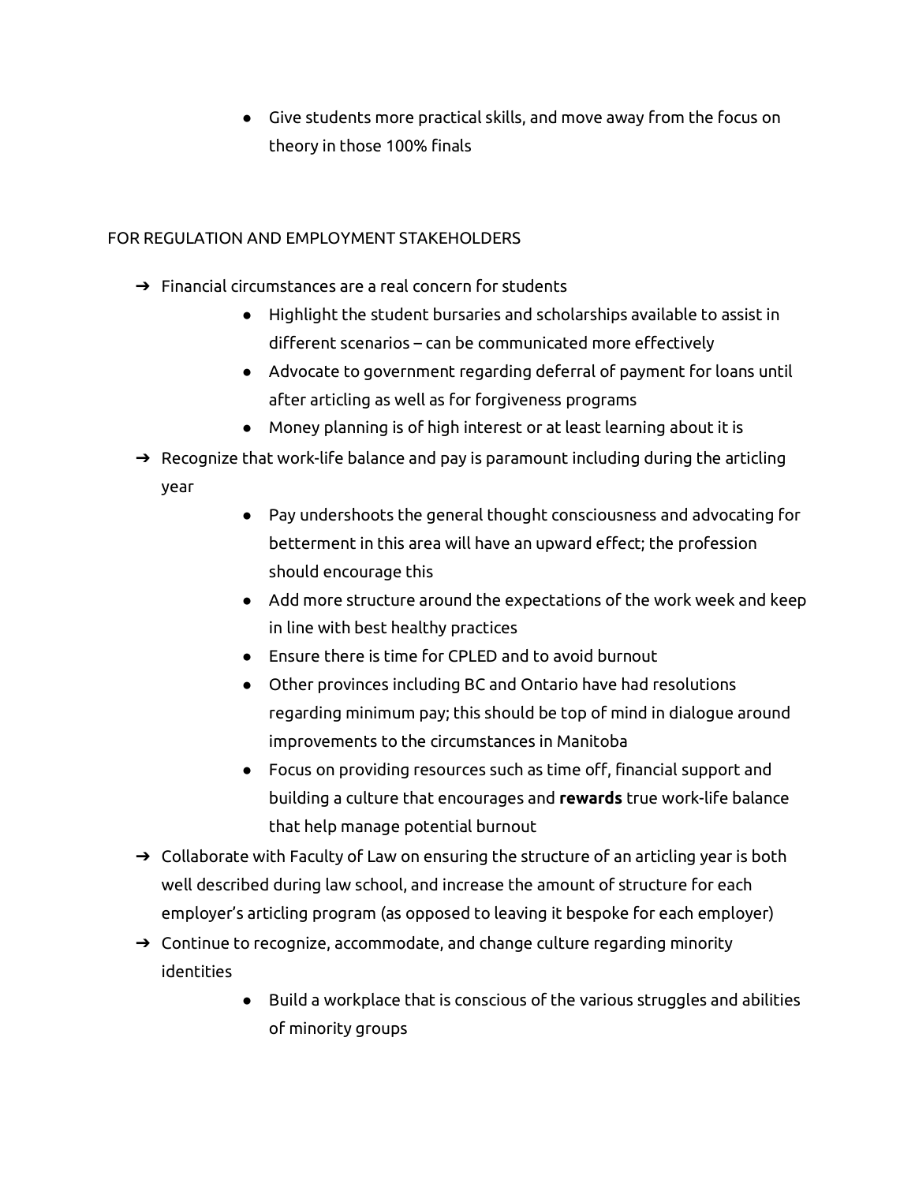- Give students more practical skills, and move away from the focus on theory in those 100% finals

FOR REGULATION AND EMPLOYMENT STAKEHOLDERS

- Financial circumstances are a real concern for students
    - Highlight the student bursaries and scholarships available to assist in different scenarios – can be communicated more effectively
    - Advocate to government regarding deferral of payment for loans until after articling as well as for forgiveness programs
    - Money planning is of high interest or at least learning about it is
- Recognize that work-life balance and pay is paramount including during the articling year
    - Pay undershoots the general thought consciousness and advocating for betterment in this area will have an upward effect; the profession should encourage this
    - Add more structure around the expectations of the work week and keep in line with best healthy practices
    - Ensure there is time for CPLED and to avoid burnout
    - Other provinces including BC and Ontario have had resolutions regarding minimum pay; this should be top of mind in dialogue around improvements to the circumstances in Manitoba
    - Focus on providing resources such as time off, financial support and building a culture that encourages and **rewards** true work-life balance that help manage potential burnout
- Collaborate with Faculty of Law on ensuring the structure of an articling year is both well described during law school, and increase the amount of structure for each employer's articling program (as opposed to leaving it bespoke for each employer)
- Continue to recognize, accommodate, and change culture regarding minority identities
    - Build a workplace that is conscious of the various struggles and abilities of minority groups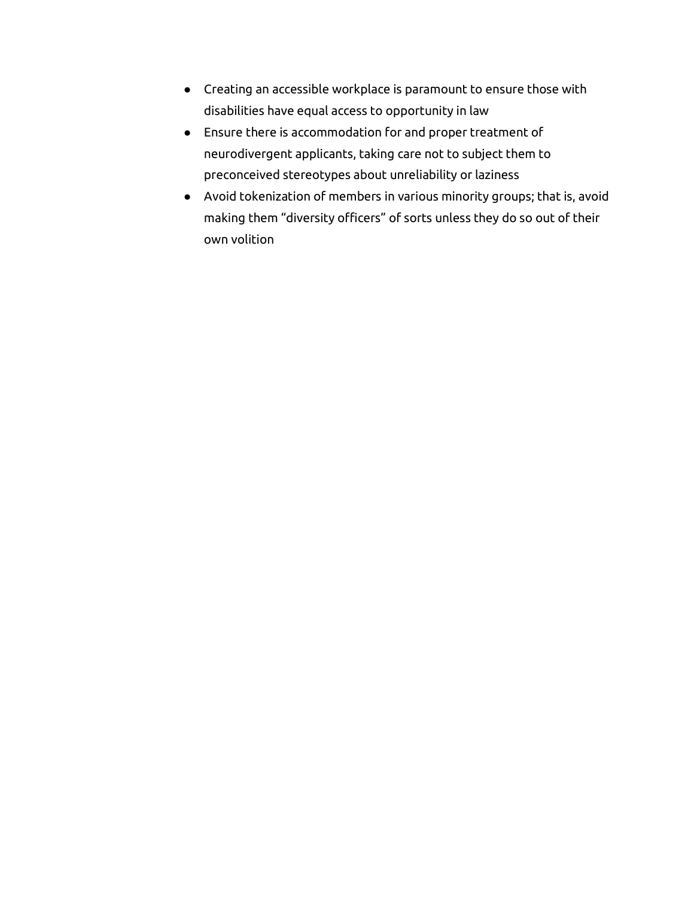- Creating an accessible workplace is paramount to ensure those with disabilities have equal access to opportunity in law
- Ensure there is accommodation for and proper treatment of neurodivergent applicants, taking care not to subject them to preconceived stereotypes about unreliability or laziness
- Avoid tokenization of members in various minority groups; that is, avoid making them "diversity officers" of sorts unless they do so out of their own volition